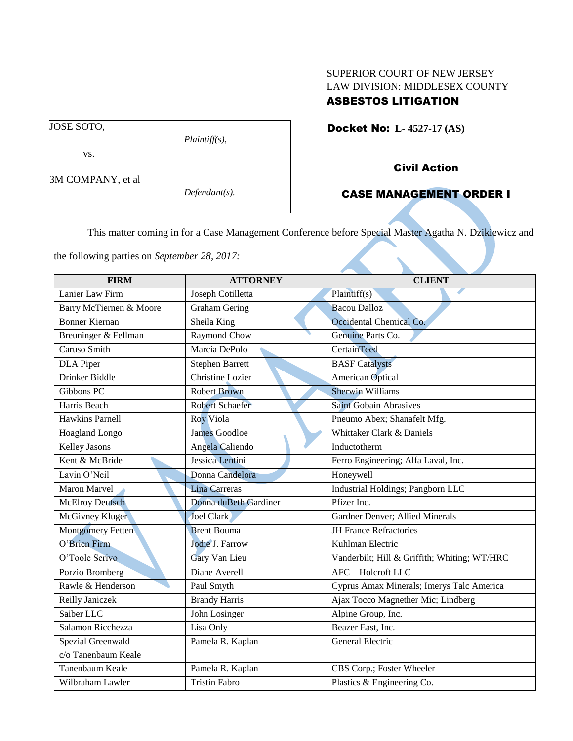SUPERIOR COURT OF NEW JERSEY
LAW DIVISION: MIDDLESEX COUNTY
**ASBESTOS LITIGATION**

JOSE SOTO,

*Plaintiff(s),*

vs.

3M COMPANY, et al

*Defendant(s).*

**Docket No: L- 4527-17 (AS)**

**Civil Action**

**CASE MANAGEMENT ORDER I**

This matter coming in for a Case Management Conference before Special Master Agatha N. Dzikiewicz and the following parties on *September 28, 2017*:

| FIRM | ATTORNEY | CLIENT |
|---|---|---|
| Lanier Law Firm | Joseph Cotilletta | Plaintiff(s) |
| Barry McTiernen & Moore | Graham Gering | Bacou Dalloz |
| Bonner Kiernan | Sheila King | Occidental Chemical Co. |
| Breuninger & Fellman | Raymond Chow | Genuine Parts Co. |
| Caruso Smith | Marcia DePolo | CertainTeed |
| DLA Piper | Stephen Barrett | BASF Catalysts |
| Drinker Biddle | Christine Lozier | American Optical |
| Gibbons PC | Robert Brown | Sherwin Williams |
| Harris Beach | Robert Schaefer | Saint Gobain Abrasives |
| Hawkins Parnell | Roy Viola | Pneumo Abex; Shanafelt Mfg. |
| Hoagland Longo | James Goodloe | Whittaker Clark & Daniels |
| Kelley Jasons | Angela Caliendo | Inductotherm |
| Kent & McBride | Jessica Lentini | Ferro Engineering; Alfa Laval, Inc. |
| Lavin O'Neil | Donna Candelora | Honeywell |
| Maron Marvel | Lina Carreras | Industrial Holdings; Pangborn LLC |
| McElroy Deutsch | Donna duBeth Gardiner | Pfizer Inc. |
| McGivney Kluger | Joel Clark | Gardner Denver; Allied Minerals |
| Montgomery Fetten | Brent Bouma | JH France Refractories |
| O'Brien Firm | Jodie J. Farrow | Kuhlman Electric |
| O'Toole Scrivo | Gary Van Lieu | Vanderbilt; Hill & Griffith; Whiting; WT/HRC |
| Porzio Bromberg | Diane Averell | AFC – Holcroft LLC |
| Rawle & Henderson | Paul Smyth | Cyprus Amax Minerals; Imerys Talc America |
| Reilly Janiczek | Brandy Harris | Ajax Tocco Magnether Mic; Lindberg |
| Saiber LLC | John Losinger | Alpine Group, Inc. |
| Salamon Ricchezza | Lisa Only | Beazer East, Inc. |
| Spezial Greenwald c/o Tanenbaum Keale | Pamela R. Kaplan | General Electric |
| Tanenbaum Keale | Pamela R. Kaplan | CBS Corp.; Foster Wheeler |
| Wilbraham Lawler | Tristin Fabro | Plastics & Engineering Co. |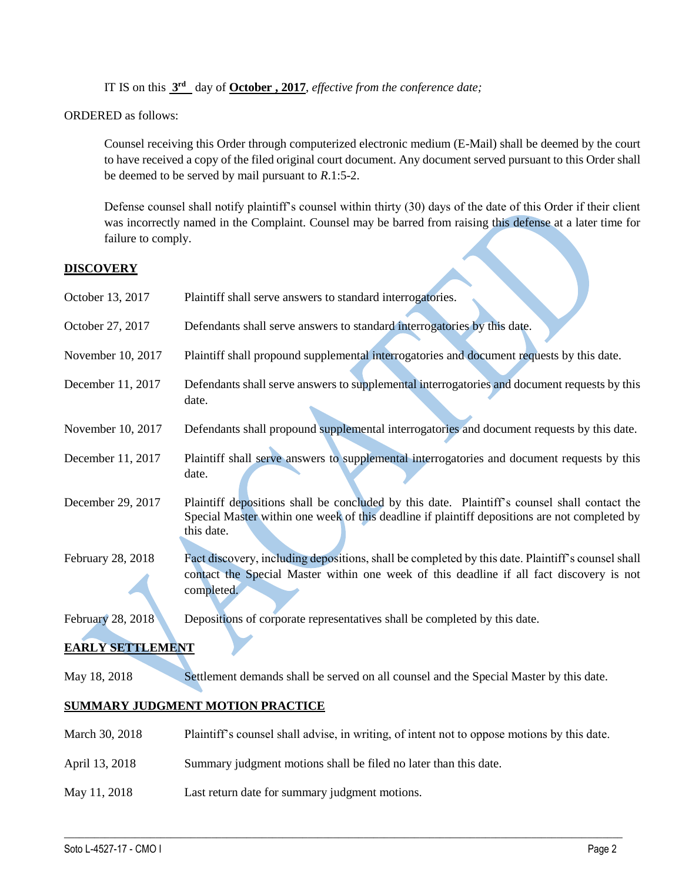IT IS on this **3rd** day of **October , 2017**, *effective from the conference date;*

ORDERED as follows:

Counsel receiving this Order through computerized electronic medium (E-Mail) shall be deemed by the court to have received a copy of the filed original court document. Any document served pursuant to this Order shall be deemed to be served by mail pursuant to *R*.1:5-2.

Defense counsel shall notify plaintiff's counsel within thirty (30) days of the date of this Order if their client was incorrectly named in the Complaint. Counsel may be barred from raising this defense at a later time for failure to comply.

**DISCOVERY**

| | |
|---|---|
| October 13, 2017 | Plaintiff shall serve answers to standard interrogatories. |
| October 27, 2017 | Defendants shall serve answers to standard interrogatories by this date. |
| November 10, 2017 | Plaintiff shall propound supplemental interrogatories and document requests by this date. |
| December 11, 2017 | Defendants shall serve answers to supplemental interrogatories and document requests by this date. |
| November 10, 2017 | Defendants shall propound supplemental interrogatories and document requests by this date. |
| December 11, 2017 | Plaintiff shall serve answers to supplemental interrogatories and document requests by this date. |
| December 29, 2017 | Plaintiff depositions shall be concluded by this date. Plaintiff's counsel shall contact the Special Master within one week of this deadline if plaintiff depositions are not completed by this date. |
| February 28, 2018 | Fact discovery, including depositions, shall be completed by this date. Plaintiff's counsel shall contact the Special Master within one week of this deadline if all fact discovery is not completed. |
| February 28, 2018 | Depositions of corporate representatives shall be completed by this date. |

**EARLY SETTLEMENT**

| | |
|---|---|
| May 18, 2018 | Settlement demands shall be served on all counsel and the Special Master by this date. |

**SUMMARY JUDGMENT MOTION PRACTICE**

| | |
|---|---|
| March 30, 2018 | Plaintiff's counsel shall advise, in writing, of intent not to oppose motions by this date. |
| April 13, 2018 | Summary judgment motions shall be filed no later than this date. |
| May 11, 2018 | Last return date for summary judgment motions. |

Soto L-4527-17 - CMO I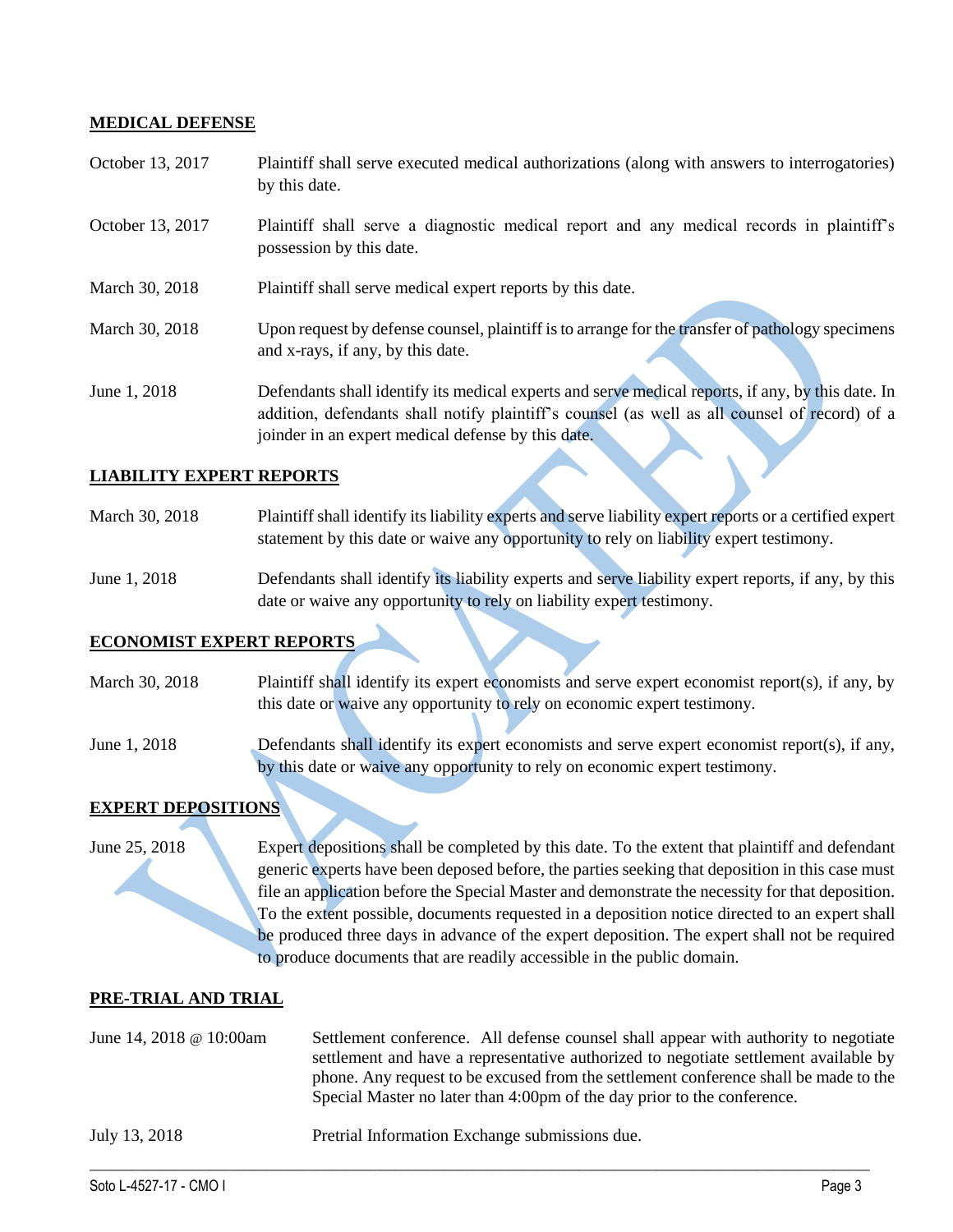## MEDICAL DEFENSE

| | |
|---|---|
| October 13, 2017 | Plaintiff shall serve executed medical authorizations (along with answers to interrogatories) by this date. |
| October 13, 2017 | Plaintiff shall serve a diagnostic medical report and any medical records in plaintiff's possession by this date. |
| March 30, 2018 | Plaintiff shall serve medical expert reports by this date. |
| March 30, 2018 | Upon request by defense counsel, plaintiff is to arrange for the transfer of pathology specimens and x-rays, if any, by this date. |
| June 1, 2018 | Defendants shall identify its medical experts and serve medical reports, if any, by this date. In addition, defendants shall notify plaintiff's counsel (as well as all counsel of record) of a joinder in an expert medical defense by this date. |

## LIABILITY EXPERT REPORTS

| | |
|---|---|
| March 30, 2018 | Plaintiff shall identify its liability experts and serve liability expert reports or a certified expert statement by this date or waive any opportunity to rely on liability expert testimony. |
| June 1, 2018 | Defendants shall identify its liability experts and serve liability expert reports, if any, by this date or waive any opportunity to rely on liability expert testimony. |

## ECONOMIST EXPERT REPORTS

| | |
|---|---|
| March 30, 2018 | Plaintiff shall identify its expert economists and serve expert economist report(s), if any, by this date or waive any opportunity to rely on economic expert testimony. |
| June 1, 2018 | Defendants shall identify its expert economists and serve expert economist report(s), if any, by this date or waive any opportunity to rely on economic expert testimony. |

## EXPERT DEPOSITIONS

| | |
|---|---|
| June 25, 2018 | Expert depositions shall be completed by this date. To the extent that plaintiff and defendant generic experts have been deposed before, the parties seeking that deposition in this case must file an application before the Special Master and demonstrate the necessity for that deposition. To the extent possible, documents requested in a deposition notice directed to an expert shall be produced three days in advance of the expert deposition. The expert shall not be required to produce documents that are readily accessible in the public domain. |

## PRE-TRIAL AND TRIAL

| | |
|---|---|
| June 14, 2018 @ 10:00am | Settlement conference. All defense counsel shall appear with authority to negotiate settlement and have a representative authorized to negotiate settlement available by phone. Any request to be excused from the settlement conference shall be made to the Special Master no later than 4:00pm of the day prior to the conference. |
| July 13, 2018 | Pretrial Information Exchange submissions due. |

VACATED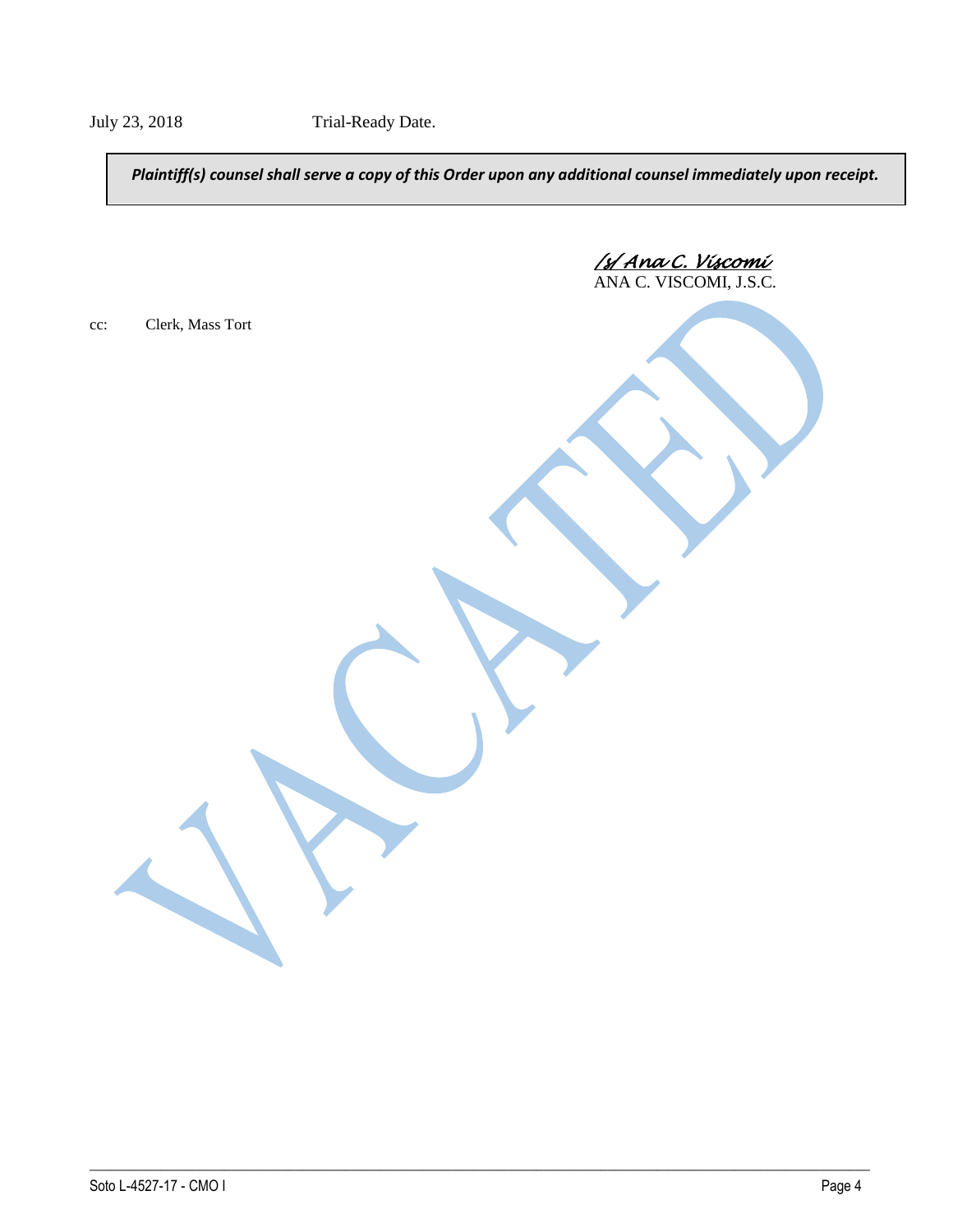July 23, 2018 Trial-Ready Date.

| |
|---|
| ***Plaintiff(s) counsel shall serve a copy of this Order upon any additional counsel immediately upon receipt.*** |

*/s/ Ana C. Viscomi*
ANA C. VISCOMI, J.S.C.

cc: Clerk, Mass Tort

VACATED